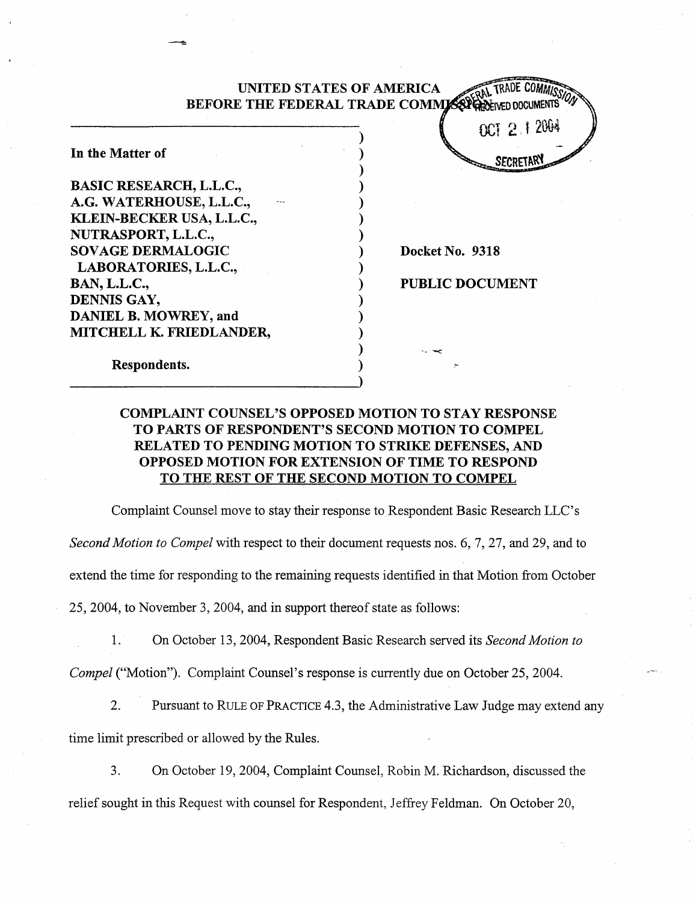UNITED STATES OF AMERICA
BEFORE THE FEDERAL TRADE COMMISSION

FEDERAL TRADE COMMISSION RECEIVED DOCUMENTS OCT 21 2004 SECRETARY

In the Matter of

BASIC RESEARCH, L.L.C.,
A.G. WATERHOUSE, L.L.C.,
KLEIN-BECKER USA, L.L.C.,
NUTRASPORT, L.L.C.,
SOVAGE DERMALOGIC LABORATORIES, L.L.C.,
BAN, L.L.C.,
DENNIS GAY,
DANIEL B. MOWREY, and
MITCHELL K. FRIEDLANDER,

Respondents.

Docket No. 9318

PUBLIC DOCUMENT

**COMPLAINT COUNSEL'S OPPOSED MOTION TO STAY RESPONSE TO PARTS OF RESPONDENT'S SECOND MOTION TO COMPEL RELATED TO PENDING MOTION TO STRIKE DEFENSES, AND OPPOSED MOTION FOR EXTENSION OF TIME TO RESPOND <u>TO THE REST OF THE SECOND MOTION TO COMPEL</u>**

Complaint Counsel move to stay their response to Respondent Basic Research LLC's *Second Motion to Compel* with respect to their document requests nos. 6, 7, 27, and 29, and to extend the time for responding to the remaining requests identified in that Motion from October 25, 2004, to November 3, 2004, and in support thereof state as follows:

1. On October 13, 2004, Respondent Basic Research served its *Second Motion to Compel* ("Motion"). Complaint Counsel's response is currently due on October 25, 2004.

2. Pursuant to RULE OF PRACTICE 4.3, the Administrative Law Judge may extend any time limit prescribed or allowed by the Rules.

3. On October 19, 2004, Complaint Counsel, Robin M. Richardson, discussed the relief sought in this Request with counsel for Respondent, Jeffrey Feldman. On October 20,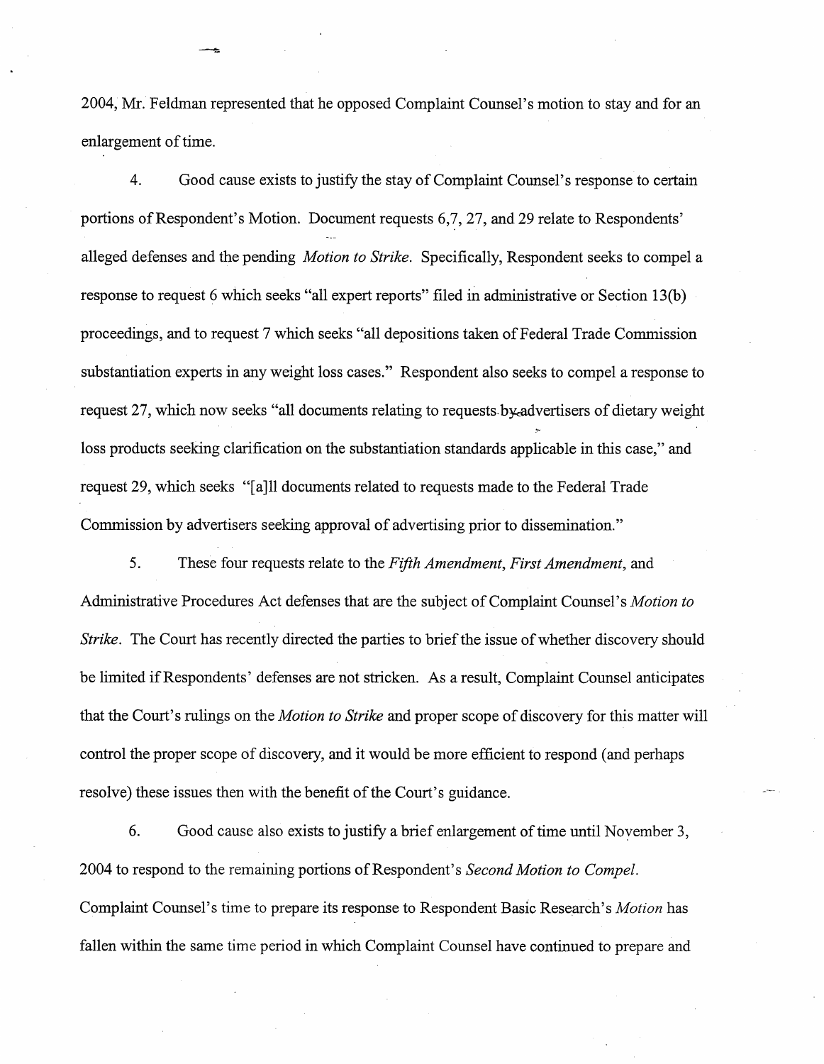2004, Mr. Feldman represented that he opposed Complaint Counsel's motion to stay and for an enlargement of time.

4. Good cause exists to justify the stay of Complaint Counsel's response to certain portions of Respondent's Motion. Document requests 6,7, 27, and 29 relate to Respondents' alleged defenses and the pending *Motion to Strike*. Specifically, Respondent seeks to compel a response to request 6 which seeks "all expert reports" filed in administrative or Section 13(b) proceedings, and to request 7 which seeks "all depositions taken of Federal Trade Commission substantiation experts in any weight loss cases." Respondent also seeks to compel a response to request 27, which now seeks "all documents relating to requests by advertisers of dietary weight loss products seeking clarification on the substantiation standards applicable in this case," and request 29, which seeks "[a]ll documents related to requests made to the Federal Trade Commission by advertisers seeking approval of advertising prior to dissemination."

5. These four requests relate to the *Fifth Amendment*, *First Amendment*, and Administrative Procedures Act defenses that are the subject of Complaint Counsel's *Motion to Strike*. The Court has recently directed the parties to brief the issue of whether discovery should be limited if Respondents' defenses are not stricken. As a result, Complaint Counsel anticipates that the Court's rulings on the *Motion to Strike* and proper scope of discovery for this matter will control the proper scope of discovery, and it would be more efficient to respond (and perhaps resolve) these issues then with the benefit of the Court's guidance.

6. Good cause also exists to justify a brief enlargement of time until November 3, 2004 to respond to the remaining portions of Respondent's *Second Motion to Compel*. Complaint Counsel's time to prepare its response to Respondent Basic Research's *Motion* has fallen within the same time period in which Complaint Counsel have continued to prepare and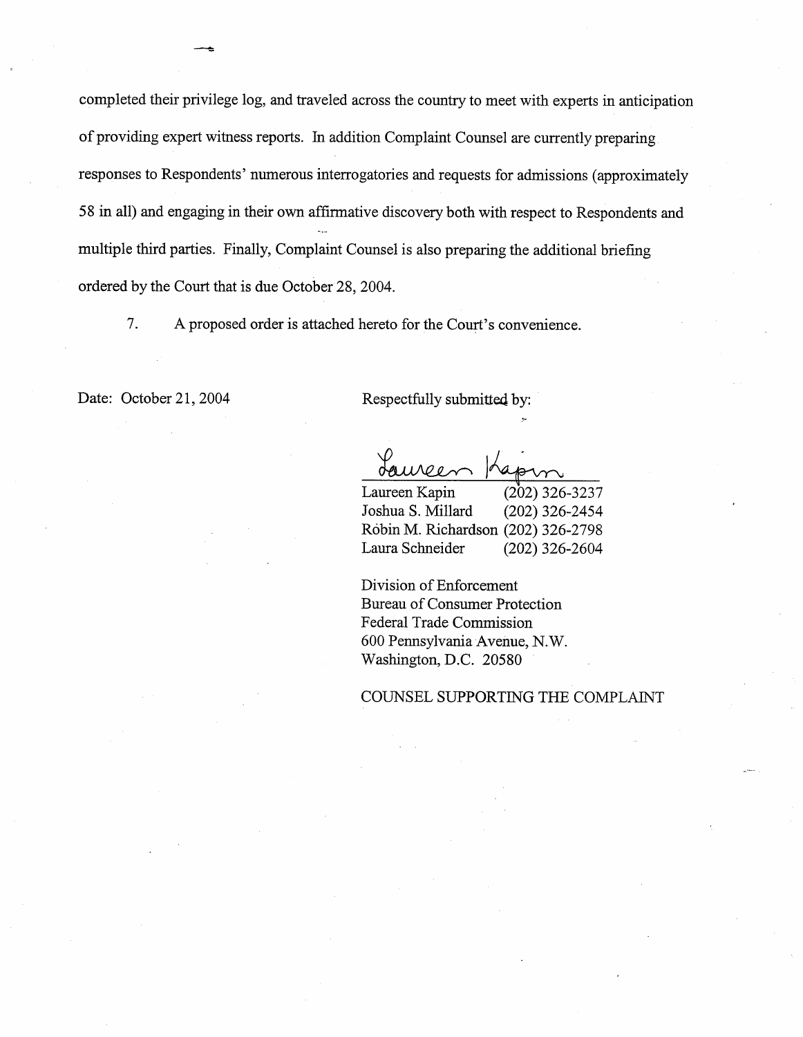completed their privilege log, and traveled across the country to meet with experts in anticipation of providing expert witness reports. In addition Complaint Counsel are currently preparing responses to Respondents' numerous interrogatories and requests for admissions (approximately 58 in all) and engaging in their own affirmative discovery both with respect to Respondents and multiple third parties. Finally, Complaint Counsel is also preparing the additional briefing ordered by the Court that is due October 28, 2004.

7. A proposed order is attached hereto for the Court's convenience.

Date: October 21, 2004

Respectfully submitted by:

Laureen Kapin

| | |
|---|---|
| Laureen Kapin | (202) 326-3237 |
| Joshua S. Millard | (202) 326-2454 |
| Robin M. Richardson | (202) 326-2798 |
| Laura Schneider | (202) 326-2604 |

Division of Enforcement
Bureau of Consumer Protection
Federal Trade Commission
600 Pennsylvania Avenue, N.W.
Washington, D.C. 20580

COUNSEL SUPPORTING THE COMPLAINT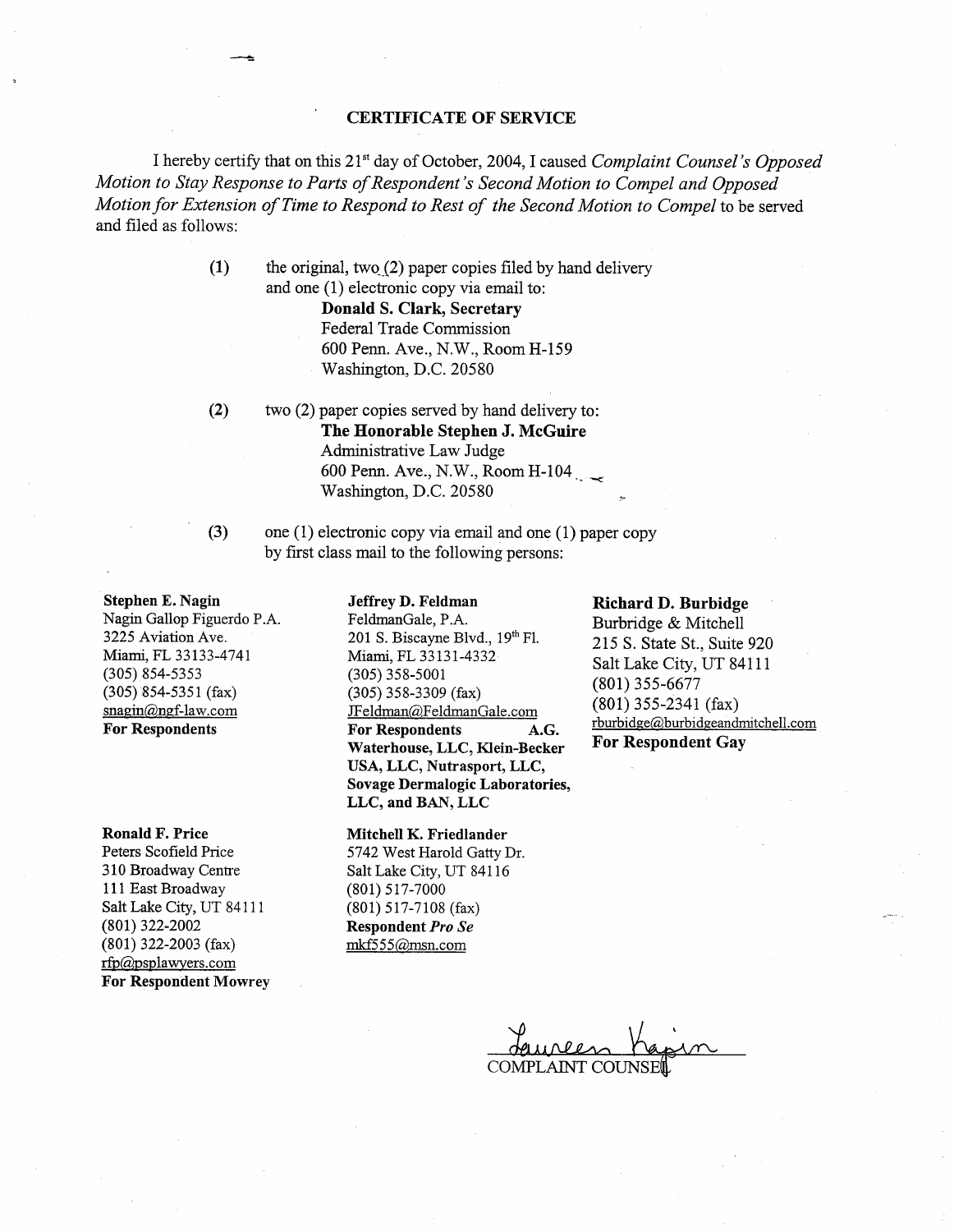## CERTIFICATE OF SERVICE

I hereby certify that on this 21st day of October, 2004, I caused *Complaint Counsel's Opposed Motion to Stay Response to Parts of Respondent's Second Motion to Compel and Opposed Motion for Extension of Time to Respond to Rest of the Second Motion to Compel* to be served and filed as follows:

(1) the original, two (2) paper copies filed by hand delivery and one (1) electronic copy via email to:

**Donald S. Clark, Secretary**
Federal Trade Commission
600 Penn. Ave., N.W., Room H-159
Washington, D.C. 20580

(2) two (2) paper copies served by hand delivery to:

**The Honorable Stephen J. McGuire**
Administrative Law Judge
600 Penn. Ave., N.W., Room H-104
Washington, D.C. 20580

(3) one (1) electronic copy via email and one (1) paper copy by first class mail to the following persons:

**Stephen E. Nagin**
Nagin Gallop Figuerdo P.A.
3225 Aviation Ave.
Miami, FL 33133-4741
(305) 854-5353
(305) 854-5351 (fax)
snagin@ngf-law.com
**For Respondents**

**Jeffrey D. Feldman**
FeldmanGale, P.A.
201 S. Biscayne Blvd., 19th Fl.
Miami, FL 33131-4332
(305) 358-5001
(305) 358-3309 (fax)
JFeldman@FeldmanGale.com
**For Respondents A.G. Waterhouse, LLC, Klein-Becker USA, LLC, Nutrasport, LLC, Sovage Dermalogic Laboratories, LLC, and BAN, LLC**

**Richard D. Burbidge**
Burbridge & Mitchell
215 S. State St., Suite 920
Salt Lake City, UT 84111
(801) 355-6677
(801) 355-2341 (fax)
rburbidge@burbidgeandmitchell.com
**For Respondent Gay**

**Ronald F. Price**
Peters Scofield Price
310 Broadway Centre
111 East Broadway
Salt Lake City, UT 84111
(801) 322-2002
(801) 322-2003 (fax)
rfp@psplawyers.com
**For Respondent Mowrey**

**Mitchell K. Friedlander**
5742 West Harold Gatty Dr.
Salt Lake City, UT 84116
(801) 517-7000
(801) 517-7108 (fax)
**Respondent *Pro Se***
mkf555@msn.com

Laureen Kapin
COMPLAINT COUNSEL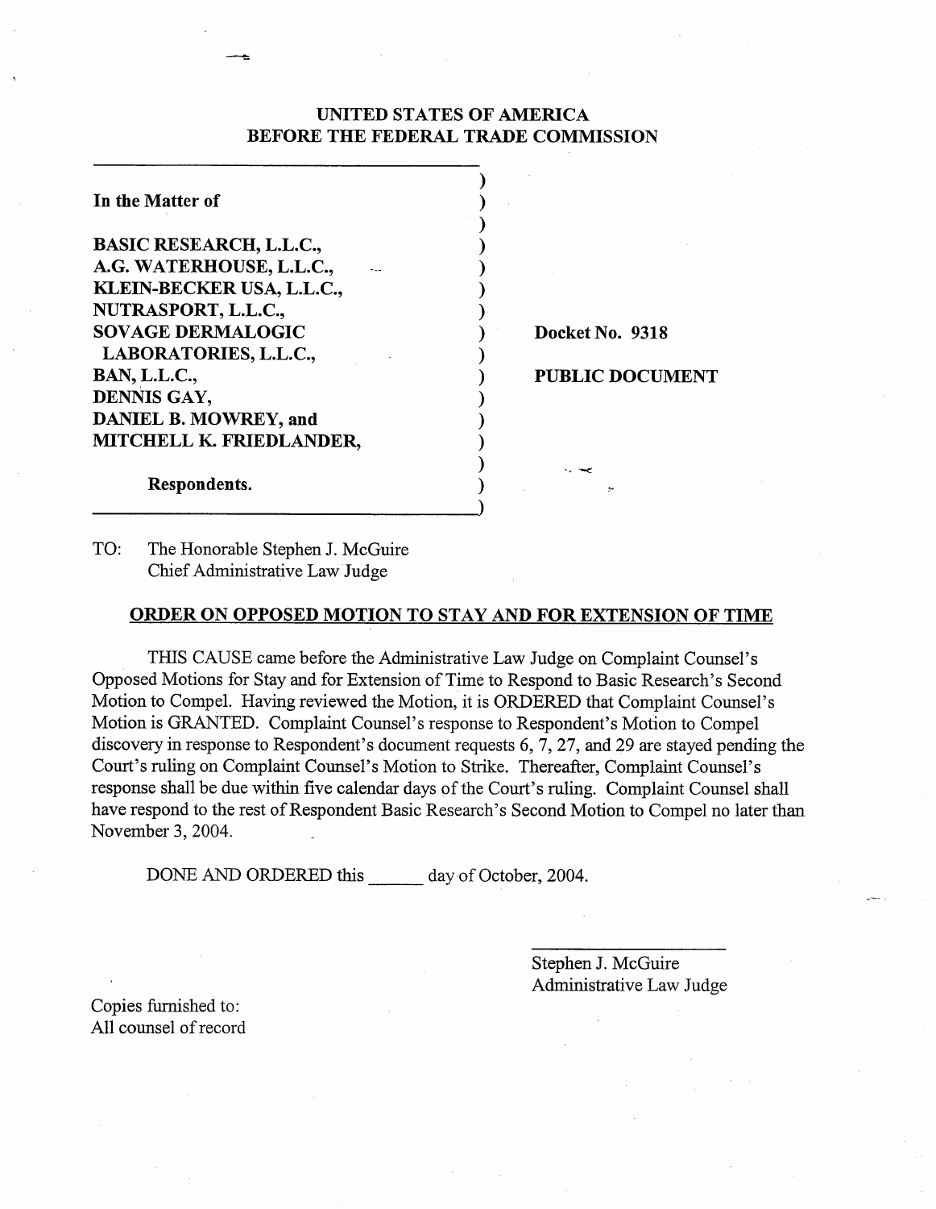**UNITED STATES OF AMERICA**
**BEFORE THE FEDERAL TRADE COMMISSION**

| | |
|---|---|
| **In the Matter of** | |
| **BASIC RESEARCH, L.L.C.,** | |
| **A.G. WATERHOUSE, L.L.C.,** | |
| **KLEIN-BECKER USA, L.L.C.,** | |
| **NUTRASPORT, L.L.C.,** | |
| **SOVAGE DERMALOGIC LABORATORIES, L.L.C.,** | **Docket No. 9318** |
| **BAN, L.L.C.,** | **PUBLIC DOCUMENT** |
| **DENNIS GAY,** | |
| **DANIEL B. MOWREY, and** | |
| **MITCHELL K. FRIEDLANDER,** | |
| **Respondents.** | |

TO: The Honorable Stephen J. McGuire
Chief Administrative Law Judge

## ORDER ON OPPOSED MOTION TO STAY AND FOR EXTENSION OF TIME

THIS CAUSE came before the Administrative Law Judge on Complaint Counsel's Opposed Motions for Stay and for Extension of Time to Respond to Basic Research's Second Motion to Compel. Having reviewed the Motion, it is ORDERED that Complaint Counsel's Motion is GRANTED. Complaint Counsel's response to Respondent's Motion to Compel discovery in response to Respondent's document requests 6, 7, 27, and 29 are stayed pending the Court's ruling on Complaint Counsel's Motion to Strike. Thereafter, Complaint Counsel's response shall be due within five calendar days of the Court's ruling. Complaint Counsel shall have respond to the rest of Respondent Basic Research's Second Motion to Compel no later than November 3, 2004.

DONE AND ORDERED this ______ day of October, 2004.

Stephen J. McGuire
Administrative Law Judge

Copies furnished to:
All counsel of record